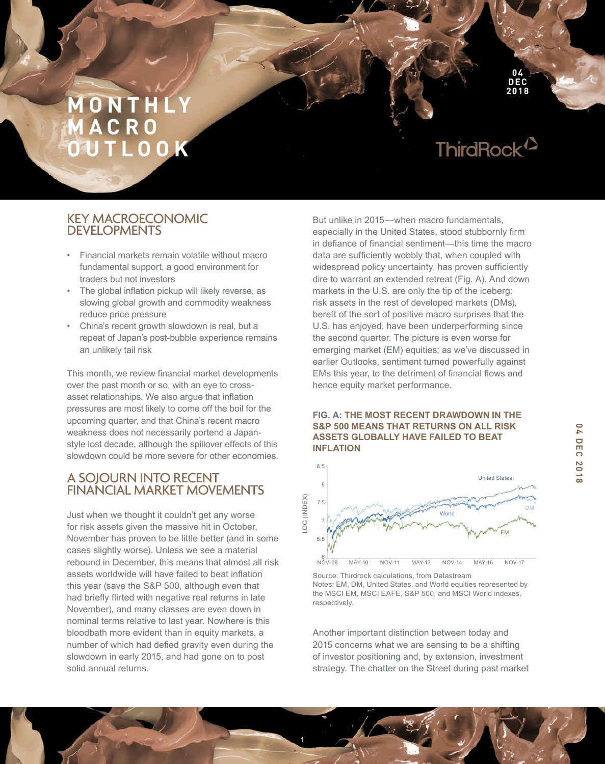# MONTHLY MACRO OUTLOOK

04 DEC 2018

ThirdRock

## KEY MACROECONOMIC DEVELOPMENTS

- Financial markets remain volatile without macro fundamental support, a good environment for traders but not investors
- The global inflation pickup will likely reverse, as slowing global growth and commodity weakness reduce price pressure
- China's recent growth slowdown is real, but a repeat of Japan's post-bubble experience remains an unlikely tail risk

This month, we review financial market developments over the past month or so, with an eye to cross-asset relationships. We also argue that inflation pressures are most likely to come off the boil for the upcoming quarter, and that China's recent macro weakness does not necessarily portend a Japan-style lost decade, although the spillover effects of this slowdown could be more severe for other economies.

## A SOJOURN INTO RECENT FINANCIAL MARKET MOVEMENTS

Just when we thought it couldn't get any worse for risk assets given the massive hit in October, November has proven to be little better (and in some cases slightly worse). Unless we see a material rebound in December, this means that almost all risk assets worldwide will have failed to beat inflation this year (save the S&P 500, although even that had briefly flirted with negative real returns in late November), and many classes are even down in nominal terms relative to last year. Nowhere is this bloodbath more evident than in equity markets, a number of which had defied gravity even during the slowdown in early 2015, and had gone on to post solid annual returns.

But unlike in 2015—when macro fundamentals, especially in the United States, stood stubbornly firm in defiance of financial sentiment—this time the macro data are sufficiently wobbly that, when coupled with widespread policy uncertainty, has proven sufficiently dire to warrant an extended retreat (Fig. A). And down markets in the U.S. are only the tip of the iceberg: risk assets in the rest of developed markets (DMs), bereft of the sort of positive macro surprises that the U.S. has enjoyed, have been underperforming since the second quarter. The picture is even worse for emerging market (EM) equities; as we've discussed in earlier Outlooks, sentiment turned powerfully against EMs this year, to the detriment of financial flows and hence equity market performance.

**FIG. A: THE MOST RECENT DRAWDOWN IN THE S&P 500 MEANS THAT RETURNS ON ALL RISK ASSETS GLOBALLY HAVE FAILED TO BEAT INFLATION**

Source: Thirdrock calculations, from Datastream
Notes: EM, DM, United States, and World equities represented by the MSCI EM, MSCI EAFE, S&P 500, and MSCI World indexes, respectively.

Another important distinction between today and 2015 concerns what we are sensing to be a shifting of investor positioning and, by extension, investment strategy. The chatter on the Street during past market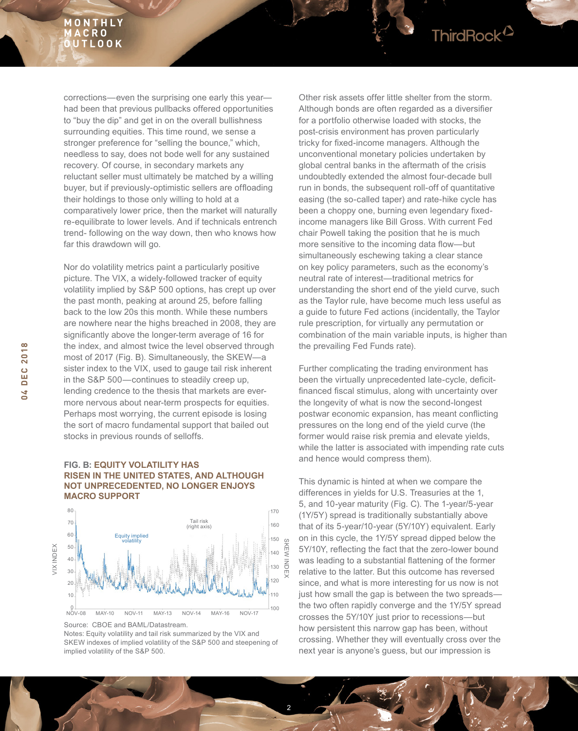corrections—even the surprising one early this year—had been that previous pullbacks offered opportunities to "buy the dip" and get in on the overall bullishness surrounding equities. This time round, we sense a stronger preference for "selling the bounce," which, needless to say, does not bode well for any sustained recovery. Of course, in secondary markets any reluctant seller must ultimately be matched by a willing buyer, but if previously-optimistic sellers are offloading their holdings to those only willing to hold at a comparatively lower price, then the market will naturally re-equilibrate to lower levels. And if technicals entrench trend- following on the way down, then who knows how far this drawdown will go.

Nor do volatility metrics paint a particularly positive picture. The VIX, a widely-followed tracker of equity volatility implied by S&P 500 options, has crept up over the past month, peaking at around 25, before falling back to the low 20s this month. While these numbers are nowhere near the highs breached in 2008, they are significantly above the longer-term average of 16 for the index, and almost twice the level observed through most of 2017 (Fig. B). Simultaneously, the SKEW—a sister index to the VIX, used to gauge tail risk inherent in the S&P 500—continues to steadily creep up, lending credence to the thesis that markets are ever-more nervous about near-term prospects for equities. Perhaps most worrying, the current episode is losing the sort of macro fundamental support that bailed out stocks in previous rounds of selloffs.

**FIG. B: EQUITY VOLATILITY HAS RISEN IN THE UNITED STATES, AND ALTHOUGH NOT UNPRECEDENTED, NO LONGER ENJOYS MACRO SUPPORT**

Source: CBOE and BAML/Datastream.
Notes: Equity volatility and tail risk summarized by the VIX and SKEW indexes of implied volatility of the S&P 500 and steepening of implied volatility of the S&P 500.

Other risk assets offer little shelter from the storm. Although bonds are often regarded as a diversifier for a portfolio otherwise loaded with stocks, the post-crisis environment has proven particularly tricky for fixed-income managers. Although the unconventional monetary policies undertaken by global central banks in the aftermath of the crisis undoubtedly extended the almost four-decade bull run in bonds, the subsequent roll-off of quantitative easing (the so-called taper) and rate-hike cycle has been a choppy one, burning even legendary fixed-income managers like Bill Gross. With current Fed chair Powell taking the position that he is much more sensitive to the incoming data flow—but simultaneously eschewing taking a clear stance on key policy parameters, such as the economy's neutral rate of interest—traditional metrics for understanding the short end of the yield curve, such as the Taylor rule, have become much less useful as a guide to future Fed actions (incidentally, the Taylor rule prescription, for virtually any permutation or combination of the main variable inputs, is higher than the prevailing Fed Funds rate).

Further complicating the trading environment has been the virtually unprecedented late-cycle, deficit-financed fiscal stimulus, along with uncertainty over the longevity of what is now the second-longest postwar economic expansion, has meant conflicting pressures on the long end of the yield curve (the former would raise risk premia and elevate yields, while the latter is associated with impending rate cuts and hence would compress them).

This dynamic is hinted at when we compare the differences in yields for U.S. Treasuries at the 1, 5, and 10-year maturity (Fig. C). The 1-year/5-year (1Y/5Y) spread is traditionally substantially above that of its 5-year/10-year (5Y/10Y) equivalent. Early on in this cycle, the 1Y/5Y spread dipped below the 5Y/10Y, reflecting the fact that the zero-lower bound was leading to a substantial flattening of the former relative to the latter. But this outcome has reversed since, and what is more interesting for us now is not just how small the gap is between the two spreads—the two often rapidly converge and the 1Y/5Y spread crosses the 5Y/10Y just prior to recessions—but how persistent this narrow gap has been, without crossing. Whether they will eventually cross over the next year is anyone's guess, but our impression is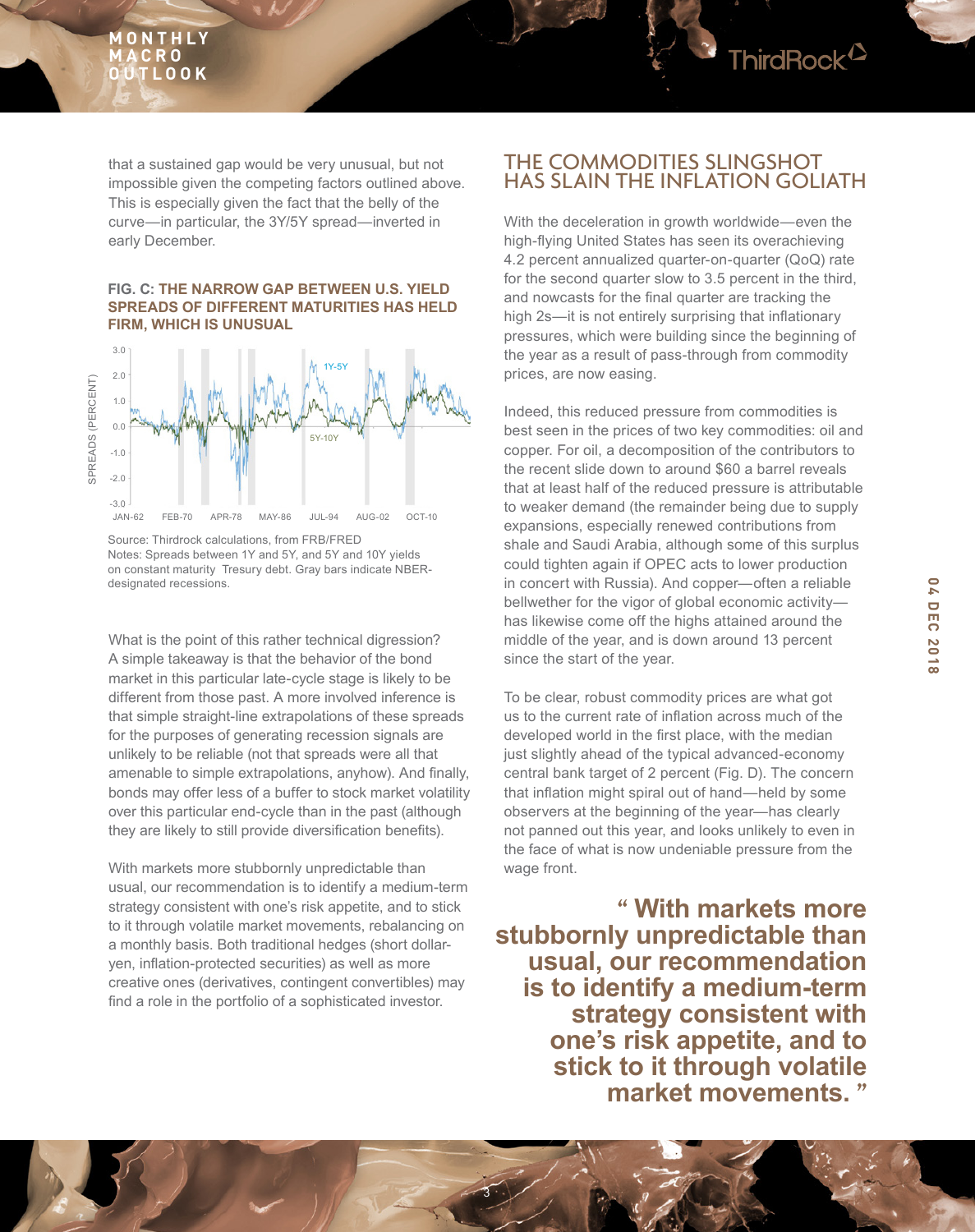that a sustained gap would be very unusual, but not impossible given the competing factors outlined above. This is especially given the fact that the belly of the curve—in particular, the 3Y/5Y spread—inverted in early December.

**FIG. C: THE NARROW GAP BETWEEN U.S. YIELD SPREADS OF DIFFERENT MATURITIES HAS HELD FIRM, WHICH IS UNUSUAL**

Source: Thirdrock calculations, from FRB/FRED
Notes: Spreads between 1Y and 5Y, and 5Y and 10Y yields on constant maturity Tresury debt. Gray bars indicate NBER-designated recessions.

What is the point of this rather technical digression? A simple takeaway is that the behavior of the bond market in this particular late-cycle stage is likely to be different from those past. A more involved inference is that simple straight-line extrapolations of these spreads for the purposes of generating recession signals are unlikely to be reliable (not that spreads were all that amenable to simple extrapolations, anyhow). And finally, bonds may offer less of a buffer to stock market volatility over this particular end-cycle than in the past (although they are likely to still provide diversification benefits).

With markets more stubbornly unpredictable than usual, our recommendation is to identify a medium-term strategy consistent with one's risk appetite, and to stick to it through volatile market movements, rebalancing on a monthly basis. Both traditional hedges (short dollar-yen, inflation-protected securities) as well as more creative ones (derivatives, contingent convertibles) may find a role in the portfolio of a sophisticated investor.

## THE COMMODITIES SLINGSHOT HAS SLAIN THE INFLATION GOLIATH

With the deceleration in growth worldwide—even the high-flying United States has seen its overachieving 4.2 percent annualized quarter-on-quarter (QoQ) rate for the second quarter slow to 3.5 percent in the third, and nowcasts for the final quarter are tracking the high 2s—it is not entirely surprising that inflationary pressures, which were building since the beginning of the year as a result of pass-through from commodity prices, are now easing.

Indeed, this reduced pressure from commodities is best seen in the prices of two key commodities: oil and copper. For oil, a decomposition of the contributors to the recent slide down to around $60 a barrel reveals that at least half of the reduced pressure is attributable to weaker demand (the remainder being due to supply expansions, especially renewed contributions from shale and Saudi Arabia, although some of this surplus could tighten again if OPEC acts to lower production in concert with Russia). And copper—often a reliable bellwether for the vigor of global economic activity—has likewise come off the highs attained around the middle of the year, and is down around 13 percent since the start of the year.

To be clear, robust commodity prices are what got us to the current rate of inflation across much of the developed world in the first place, with the median just slightly ahead of the typical advanced-economy central bank target of 2 percent (Fig. D). The concern that inflation might spiral out of hand—held by some observers at the beginning of the year—has clearly not panned out this year, and looks unlikely to even in the face of what is now undeniable pressure from the wage front.

> **" With markets more stubbornly unpredictable than usual, our recommendation is to identify a medium-term strategy consistent with one's risk appetite, and to stick to it through volatile market movements. "**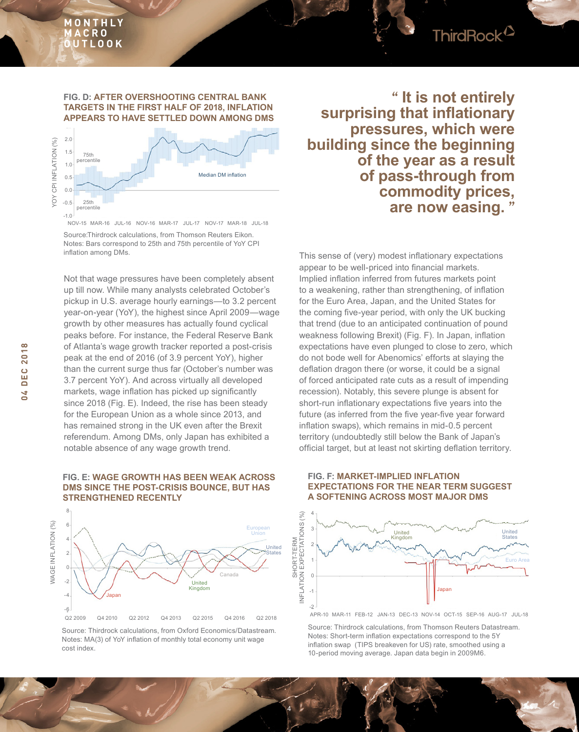**FIG. D: AFTER OVERSHOOTING CENTRAL BANK TARGETS IN THE FIRST HALF OF 2018, INFLATION APPEARS TO HAVE SETTLED DOWN AMONG DMS**

Source:Thirdrock calculations, from Thomson Reuters Eikon.
Notes: Bars correspond to 25th and 75th percentile of YoY CPI inflation among DMs.

Not that wage pressures have been completely absent up till now. While many analysts celebrated October's pickup in U.S. average hourly earnings—to 3.2 percent year-on-year (YoY), the highest since April 2009—wage growth by other measures has actually found cyclical peaks before. For instance, the Federal Reserve Bank of Atlanta's wage growth tracker reported a post-crisis peak at the end of 2016 (of 3.9 percent YoY), higher than the current surge thus far (October's number was 3.7 percent YoY). And across virtually all developed markets, wage inflation has picked up significantly since 2018 (Fig. E). Indeed, the rise has been steady for the European Union as a whole since 2013, and has remained strong in the UK even after the Brexit referendum. Among DMs, only Japan has exhibited a notable absence of any wage growth trend.

**FIG. E: WAGE GROWTH HAS BEEN WEAK ACROSS DMS SINCE THE POST-CRISIS BOUNCE, BUT HAS STRENGTHENED RECENTLY**

Source: Thirdrock calculations, from Oxford Economics/Datastream.
Notes: MA(3) of YoY inflation of monthly total economy unit wage cost index.

> **" It is not entirely surprising that inflationary pressures, which were building since the beginning of the year as a result of pass-through from commodity prices, are now easing. "**

This sense of (very) modest inflationary expectations appear to be well-priced into financial markets. Implied inflation inferred from futures markets point to a weakening, rather than strengthening, of inflation for the Euro Area, Japan, and the United States for the coming five-year period, with only the UK bucking that trend (due to an anticipated continuation of pound weakness following Brexit) (Fig. F). In Japan, inflation expectations have even plunged to close to zero, which do not bode well for Abenomics' efforts at slaying the deflation dragon there (or worse, it could be a signal of forced anticipated rate cuts as a result of impending recession). Notably, this severe plunge is absent for short-run inflationary expectations five years into the future (as inferred from the five year-five year forward inflation swaps), which remains in mid-0.5 percent territory (undoubtedly still below the Bank of Japan's official target, but at least not skirting deflation territory.

**FIG. F: MARKET-IMPLIED INFLATION EXPECTATIONS FOR THE NEAR TERM SUGGEST A SOFTENING ACROSS MOST MAJOR DMS**

Source: Thirdrock calculations, from Thomson Reuters Datastream.
Notes: Short-term inflation expectations correspond to the 5Y inflation swap (TIPS breakeven for US) rate, smoothed using a 10-period moving average. Japan data begin in 2009M6.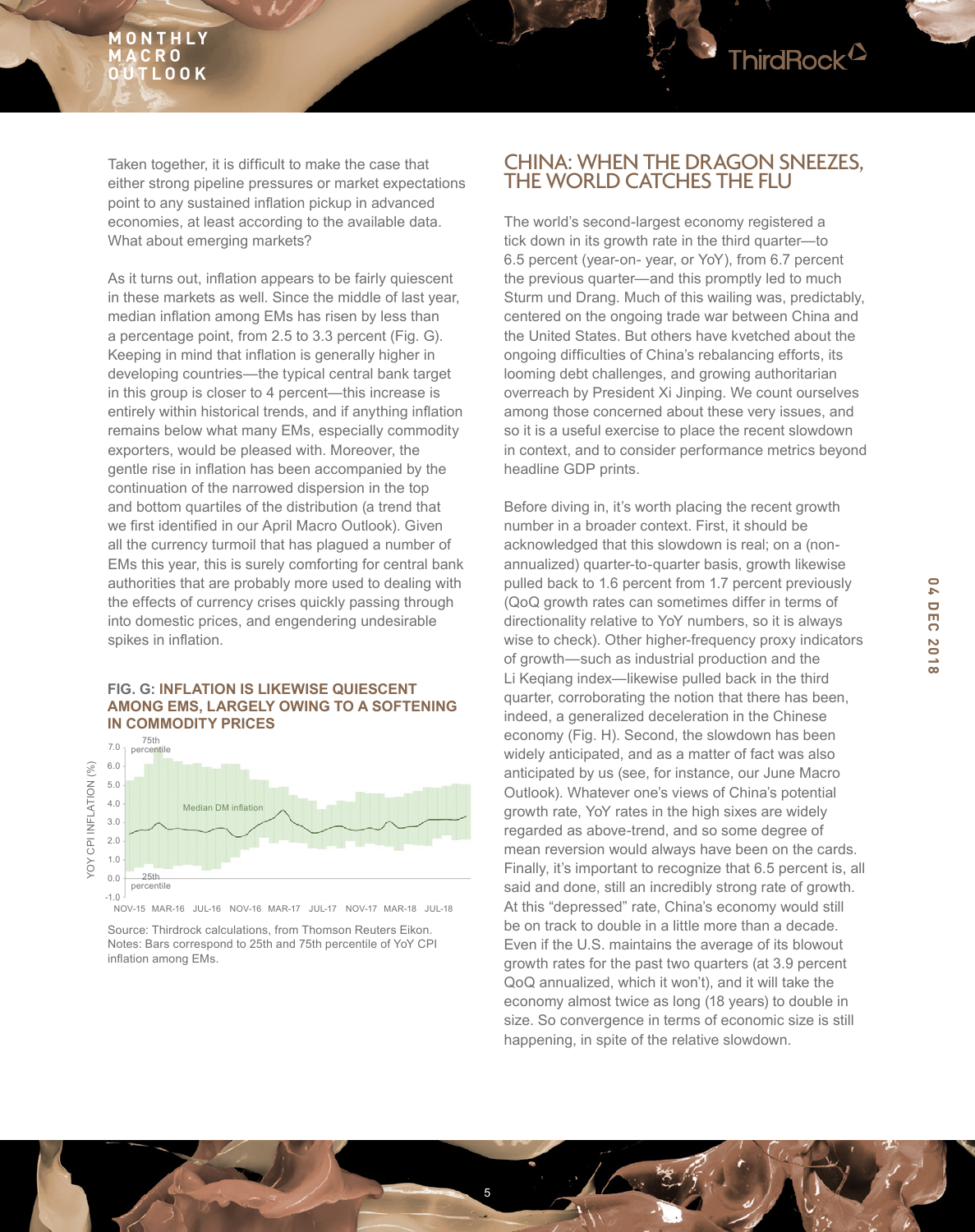Taken together, it is difficult to make the case that either strong pipeline pressures or market expectations point to any sustained inflation pickup in advanced economies, at least according to the available data. What about emerging markets?

As it turns out, inflation appears to be fairly quiescent in these markets as well. Since the middle of last year, median inflation among EMs has risen by less than a percentage point, from 2.5 to 3.3 percent (Fig. G). Keeping in mind that inflation is generally higher in developing countries—the typical central bank target in this group is closer to 4 percent—this increase is entirely within historical trends, and if anything inflation remains below what many EMs, especially commodity exporters, would be pleased with. Moreover, the gentle rise in inflation has been accompanied by the continuation of the narrowed dispersion in the top and bottom quartiles of the distribution (a trend that we first identified in our April Macro Outlook). Given all the currency turmoil that has plagued a number of EMs this year, this is surely comforting for central bank authorities that are probably more used to dealing with the effects of currency crises quickly passing through into domestic prices, and engendering undesirable spikes in inflation.

**FIG. G: INFLATION IS LIKEWISE QUIESCENT AMONG EMS, LARGELY OWING TO A SOFTENING IN COMMODITY PRICES**

Source: Thirdrock calculations, from Thomson Reuters Eikon. Notes: Bars correspond to 25th and 75th percentile of YoY CPI inflation among EMs.

## CHINA: WHEN THE DRAGON SNEEZES, THE WORLD CATCHES THE FLU

The world's second-largest economy registered a tick down in its growth rate in the third quarter—to 6.5 percent (year-on- year, or YoY), from 6.7 percent the previous quarter—and this promptly led to much Sturm und Drang. Much of this wailing was, predictably, centered on the ongoing trade war between China and the United States. But others have kvetched about the ongoing difficulties of China's rebalancing efforts, its looming debt challenges, and growing authoritarian overreach by President Xi Jinping. We count ourselves among those concerned about these very issues, and so it is a useful exercise to place the recent slowdown in context, and to consider performance metrics beyond headline GDP prints.

Before diving in, it's worth placing the recent growth number in a broader context. First, it should be acknowledged that this slowdown is real; on a (non-annualized) quarter-to-quarter basis, growth likewise pulled back to 1.6 percent from 1.7 percent previously (QoQ growth rates can sometimes differ in terms of directionality relative to YoY numbers, so it is always wise to check). Other higher-frequency proxy indicators of growth—such as industrial production and the Li Keqiang index—likewise pulled back in the third quarter, corroborating the notion that there has been, indeed, a generalized deceleration in the Chinese economy (Fig. H). Second, the slowdown has been widely anticipated, and as a matter of fact was also anticipated by us (see, for instance, our June Macro Outlook). Whatever one's views of China's potential growth rate, YoY rates in the high sixes are widely regarded as above-trend, and so some degree of mean reversion would always have been on the cards. Finally, it's important to recognize that 6.5 percent is, all said and done, still an incredibly strong rate of growth. At this "depressed" rate, China's economy would still be on track to double in a little more than a decade. Even if the U.S. maintains the average of its blowout growth rates for the past two quarters (at 3.9 percent QoQ annualized, which it won't), and it will take the economy almost twice as long (18 years) to double in size. So convergence in terms of economic size is still happening, in spite of the relative slowdown.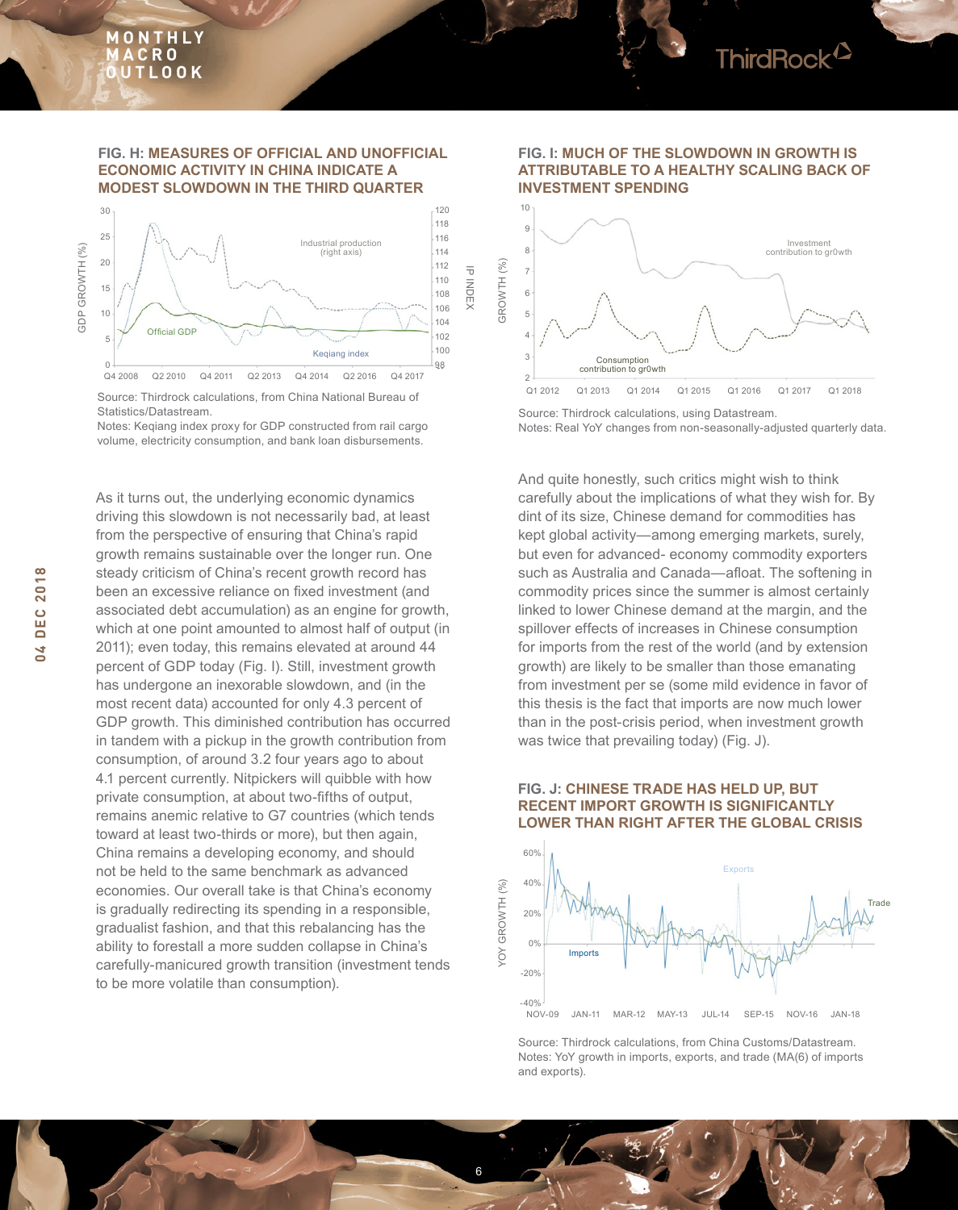#### FIG. H: MEASURES OF OFFICIAL AND UNOFFICIAL ECONOMIC ACTIVITY IN CHINA INDICATE A MODEST SLOWDOWN IN THE THIRD QUARTER

Source: Thirdrock calculations, from China National Bureau of Statistics/Datastream.
Notes: Keqiang index proxy for GDP constructed from rail cargo volume, electricity consumption, and bank loan disbursements.

As it turns out, the underlying economic dynamics driving this slowdown is not necessarily bad, at least from the perspective of ensuring that China's rapid growth remains sustainable over the longer run. One steady criticism of China's recent growth record has been an excessive reliance on fixed investment (and associated debt accumulation) as an engine for growth, which at one point amounted to almost half of output (in 2011); even today, this remains elevated at around 44 percent of GDP today (Fig. I). Still, investment growth has undergone an inexorable slowdown, and (in the most recent data) accounted for only 4.3 percent of GDP growth. This diminished contribution has occurred in tandem with a pickup in the growth contribution from consumption, of around 3.2 four years ago to about 4.1 percent currently. Nitpickers will quibble with how private consumption, at about two-fifths of output, remains anemic relative to G7 countries (which tends toward at least two-thirds or more), but then again, China remains a developing economy, and should not be held to the same benchmark as advanced economies. Our overall take is that China's economy is gradually redirecting its spending in a responsible, gradualist fashion, and that this rebalancing has the ability to forestall a more sudden collapse in China's carefully-manicured growth transition (investment tends to be more volatile than consumption).

#### FIG. I: MUCH OF THE SLOWDOWN IN GROWTH IS ATTRIBUTABLE TO A HEALTHY SCALING BACK OF INVESTMENT SPENDING

Source: Thirdrock calculations, using Datastream.
Notes: Real YoY changes from non-seasonally-adjusted quarterly data.

And quite honestly, such critics might wish to think carefully about the implications of what they wish for. By dint of its size, Chinese demand for commodities has kept global activity—among emerging markets, surely, but even for advanced- economy commodity exporters such as Australia and Canada—afloat. The softening in commodity prices since the summer is almost certainly linked to lower Chinese demand at the margin, and the spillover effects of increases in Chinese consumption for imports from the rest of the world (and by extension growth) are likely to be smaller than those emanating from investment per se (some mild evidence in favor of this thesis is the fact that imports are now much lower than in the post-crisis period, when investment growth was twice that prevailing today) (Fig. J).

#### FIG. J: CHINESE TRADE HAS HELD UP, BUT RECENT IMPORT GROWTH IS SIGNIFICANTLY LOWER THAN RIGHT AFTER THE GLOBAL CRISIS

Source: Thirdrock calculations, from China Customs/Datastream.
Notes: YoY growth in imports, exports, and trade (MA(6) of imports and exports).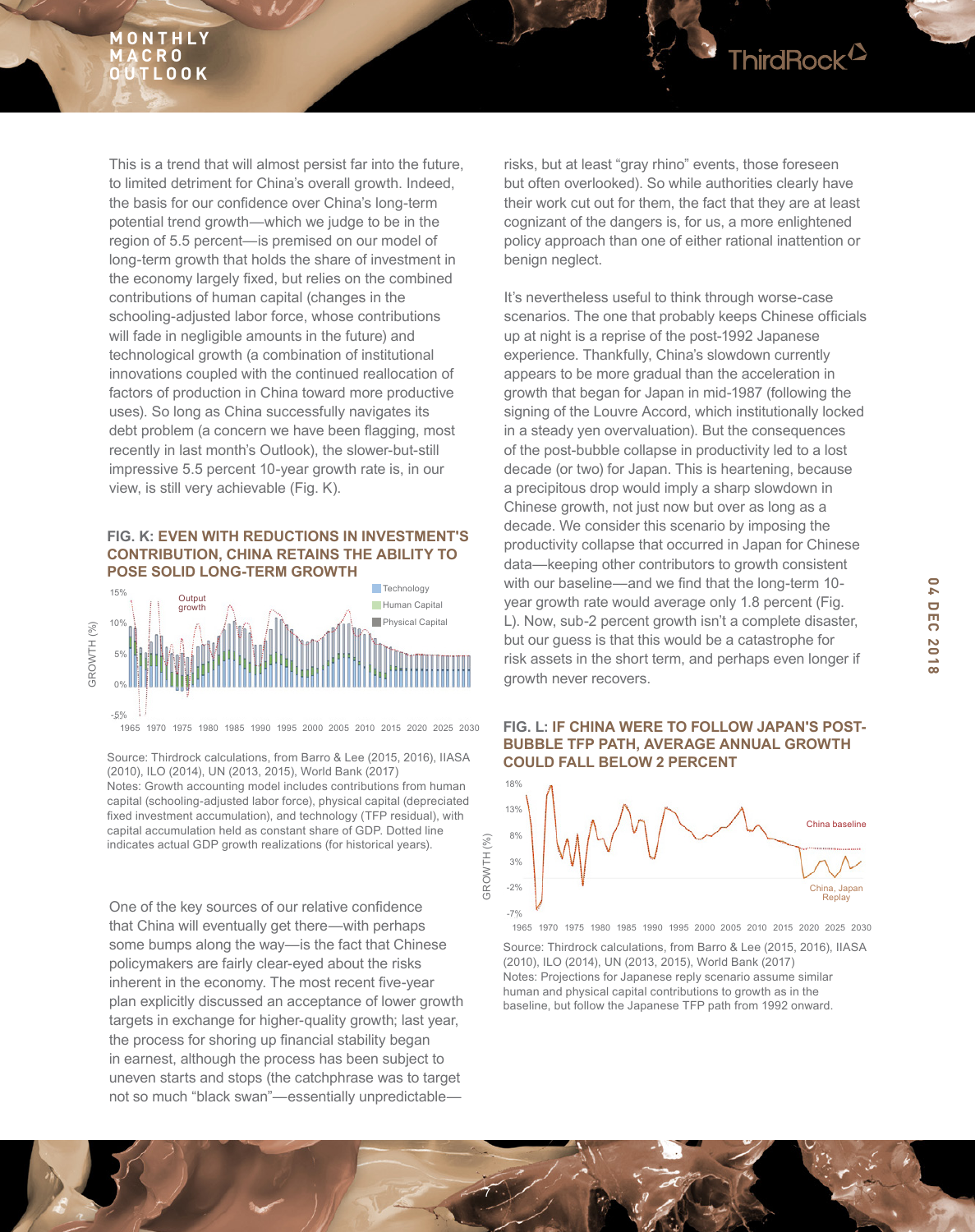This is a trend that will almost persist far into the future, to limited detriment for China's overall growth. Indeed, the basis for our confidence over China's long-term potential trend growth—which we judge to be in the region of 5.5 percent—is premised on our model of long-term growth that holds the share of investment in the economy largely fixed, but relies on the combined contributions of human capital (changes in the schooling-adjusted labor force, whose contributions will fade in negligible amounts in the future) and technological growth (a combination of institutional innovations coupled with the continued reallocation of factors of production in China toward more productive uses). So long as China successfully navigates its debt problem (a concern we have been flagging, most recently in last month's Outlook), the slower-but-still impressive 5.5 percent 10-year growth rate is, in our view, is still very achievable (Fig. K).

**FIG. K: EVEN WITH REDUCTIONS IN INVESTMENT'S CONTRIBUTION, CHINA RETAINS THE ABILITY TO POSE SOLID LONG-TERM GROWTH**

Source: Thirdrock calculations, from Barro & Lee (2015, 2016), IIASA (2010), ILO (2014), UN (2013, 2015), World Bank (2017)
Notes: Growth accounting model includes contributions from human capital (schooling-adjusted labor force), physical capital (depreciated fixed investment accumulation), and technology (TFP residual), with capital accumulation held as constant share of GDP. Dotted line indicates actual GDP growth realizations (for historical years).

One of the key sources of our relative confidence that China will eventually get there—with perhaps some bumps along the way—is the fact that Chinese policymakers are fairly clear-eyed about the risks inherent in the economy. The most recent five-year plan explicitly discussed an acceptance of lower growth targets in exchange for higher-quality growth; last year, the process for shoring up financial stability began in earnest, although the process has been subject to uneven starts and stops (the catchphrase was to target not so much "black swan"—essentially unpredictable—risks, but at least "gray rhino" events, those foreseen but often overlooked). So while authorities clearly have their work cut out for them, the fact that they are at least cognizant of the dangers is, for us, a more enlightened policy approach than one of either rational inattention or benign neglect.

It's nevertheless useful to think through worse-case scenarios. The one that probably keeps Chinese officials up at night is a reprise of the post-1992 Japanese experience. Thankfully, China's slowdown currently appears to be more gradual than the acceleration in growth that began for Japan in mid-1987 (following the signing of the Louvre Accord, which institutionally locked in a steady yen overvaluation). But the consequences of the post-bubble collapse in productivity led to a lost decade (or two) for Japan. This is heartening, because a precipitous drop would imply a sharp slowdown in Chinese growth, not just now but over as long as a decade. We consider this scenario by imposing the productivity collapse that occurred in Japan for Chinese data—keeping other contributors to growth consistent with our baseline—and we find that the long-term 10-year growth rate would average only 1.8 percent (Fig. L). Now, sub-2 percent growth isn't a complete disaster, but our guess is that this would be a catastrophe for risk assets in the short term, and perhaps even longer if growth never recovers.

**FIG. L: IF CHINA WERE TO FOLLOW JAPAN'S POST-BUBBLE TFP PATH, AVERAGE ANNUAL GROWTH COULD FALL BELOW 2 PERCENT**

Source: Thirdrock calculations, from Barro & Lee (2015, 2016), IIASA (2010), ILO (2014), UN (2013, 2015), World Bank (2017)
Notes: Projections for Japanese reply scenario assume similar human and physical capital contributions to growth as in the baseline, but follow the Japanese TFP path from 1992 onward.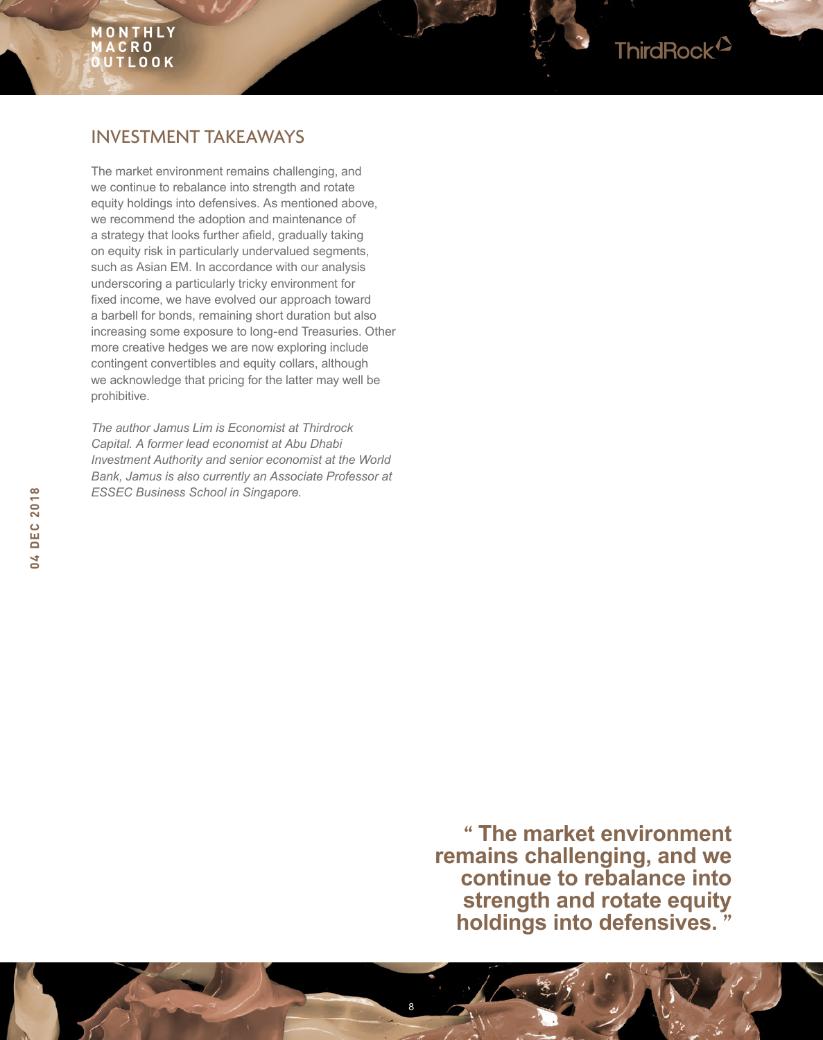## INVESTMENT TAKEAWAYS

The market environment remains challenging, and we continue to rebalance into strength and rotate equity holdings into defensives. As mentioned above, we recommend the adoption and maintenance of a strategy that looks further afield, gradually taking on equity risk in particularly undervalued segments, such as Asian EM. In accordance with our analysis underscoring a particularly tricky environment for fixed income, we have evolved our approach toward a barbell for bonds, remaining short duration but also increasing some exposure to long-end Treasuries. Other more creative hedges we are now exploring include contingent convertibles and equity collars, although we acknowledge that pricing for the latter may well be prohibitive.

*The author Jamus Lim is Economist at Thirdrock Capital. A former lead economist at Abu Dhabi Investment Authority and senior economist at the World Bank, Jamus is also currently an Associate Professor at ESSEC Business School in Singapore.*

**" The market environment remains challenging, and we continue to rebalance into strength and rotate equity holdings into defensives. "**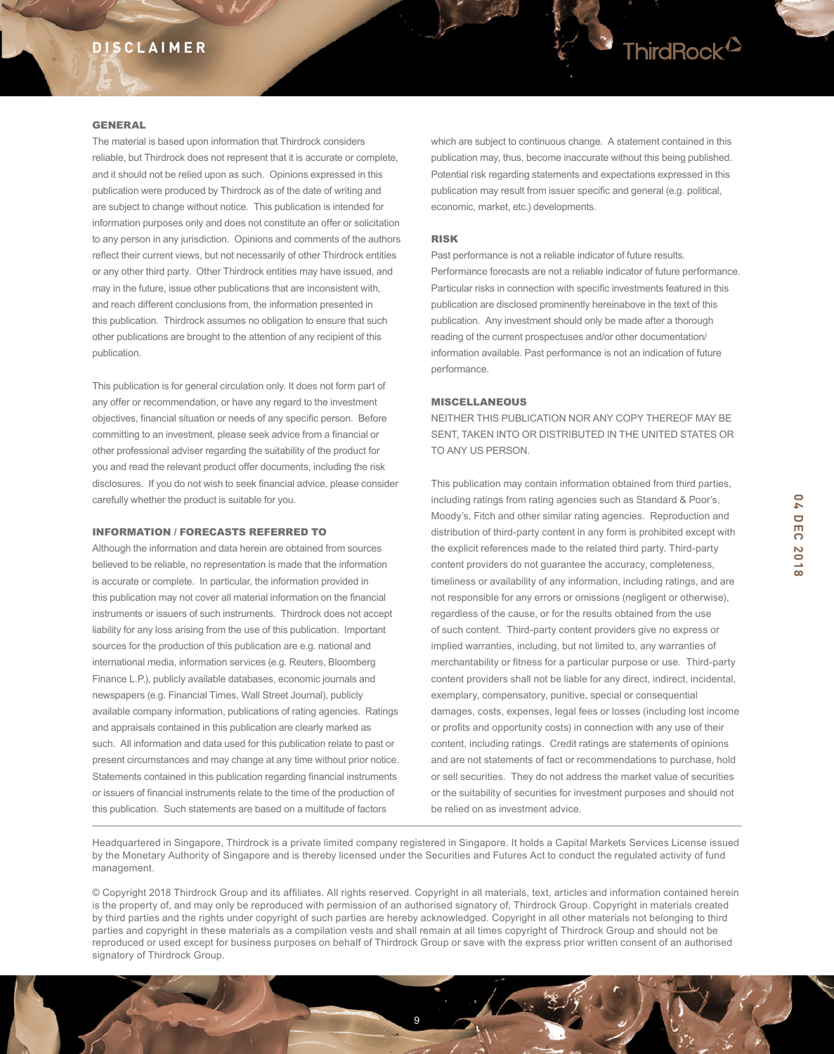# DISCLAIMER

## GENERAL

The material is based upon information that Thirdrock considers reliable, but Thirdrock does not represent that it is accurate or complete, and it should not be relied upon as such. Opinions expressed in this publication were produced by Thirdrock as of the date of writing and are subject to change without notice. This publication is intended for information purposes only and does not constitute an offer or solicitation to any person in any jurisdiction. Opinions and comments of the authors reflect their current views, but not necessarily of other Thirdrock entities or any other third party. Other Thirdrock entities may have issued, and may in the future, issue other publications that are inconsistent with, and reach different conclusions from, the information presented in this publication. Thirdrock assumes no obligation to ensure that such other publications are brought to the attention of any recipient of this publication.

This publication is for general circulation only. It does not form part of any offer or recommendation, or have any regard to the investment objectives, financial situation or needs of any specific person. Before committing to an investment, please seek advice from a financial or other professional adviser regarding the suitability of the product for you and read the relevant product offer documents, including the risk disclosures. If you do not wish to seek financial advice, please consider carefully whether the product is suitable for you.

## INFORMATION / FORECASTS REFERRED TO

Although the information and data herein are obtained from sources believed to be reliable, no representation is made that the information is accurate or complete. In particular, the information provided in this publication may not cover all material information on the financial instruments or issuers of such instruments. Thirdrock does not accept liability for any loss arising from the use of this publication. Important sources for the production of this publication are e.g. national and international media, information services (e.g. Reuters, Bloomberg Finance L.P.), publicly available databases, economic journals and newspapers (e.g. Financial Times, Wall Street Journal), publicly available company information, publications of rating agencies. Ratings and appraisals contained in this publication are clearly marked as such. All information and data used for this publication relate to past or present circumstances and may change at any time without prior notice. Statements contained in this publication regarding financial instruments or issuers of financial instruments relate to the time of the production of this publication. Such statements are based on a multitude of factors which are subject to continuous change. A statement contained in this publication may, thus, become inaccurate without this being published. Potential risk regarding statements and expectations expressed in this publication may result from issuer specific and general (e.g. political, economic, market, etc.) developments.

## RISK

Past performance is not a reliable indicator of future results. Performance forecasts are not a reliable indicator of future performance. Particular risks in connection with specific investments featured in this publication are disclosed prominently hereinabove in the text of this publication. Any investment should only be made after a thorough reading of the current prospectuses and/or other documentation/ information available. Past performance is not an indication of future performance.

## MISCELLANEOUS

NEITHER THIS PUBLICATION NOR ANY COPY THEREOF MAY BE SENT, TAKEN INTO OR DISTRIBUTED IN THE UNITED STATES OR TO ANY US PERSON.

This publication may contain information obtained from third parties, including ratings from rating agencies such as Standard & Poor's, Moody's, Fitch and other similar rating agencies. Reproduction and distribution of third-party content in any form is prohibited except with the explicit references made to the related third party. Third-party content providers do not guarantee the accuracy, completeness, timeliness or availability of any information, including ratings, and are not responsible for any errors or omissions (negligent or otherwise), regardless of the cause, or for the results obtained from the use of such content. Third-party content providers give no express or implied warranties, including, but not limited to, any warranties of merchantability or fitness for a particular purpose or use. Third-party content providers shall not be liable for any direct, indirect, incidental, exemplary, compensatory, punitive, special or consequential damages, costs, expenses, legal fees or losses (including lost income or profits and opportunity costs) in connection with any use of their content, including ratings. Credit ratings are statements of opinions and are not statements of fact or recommendations to purchase, hold or sell securities. They do not address the market value of securities or the suitability of securities for investment purposes and should not be relied on as investment advice.

---

Headquartered in Singapore, Thirdrock is a private limited company registered in Singapore. It holds a Capital Markets Services License issued by the Monetary Authority of Singapore and is thereby licensed under the Securities and Futures Act to conduct the regulated activity of fund management.

© Copyright 2018 Thirdrock Group and its affiliates. All rights reserved. Copyright in all materials, text, articles and information contained herein is the property of, and may only be reproduced with permission of an authorised signatory of, Thirdrock Group. Copyright in materials created by third parties and the rights under copyright of such parties are hereby acknowledged. Copyright in all other materials not belonging to third parties and copyright in these materials as a compilation vests and shall remain at all times copyright of Thirdrock Group and should not be reproduced or used except for business purposes on behalf of Thirdrock Group or save with the express prior written consent of an authorised signatory of Thirdrock Group.